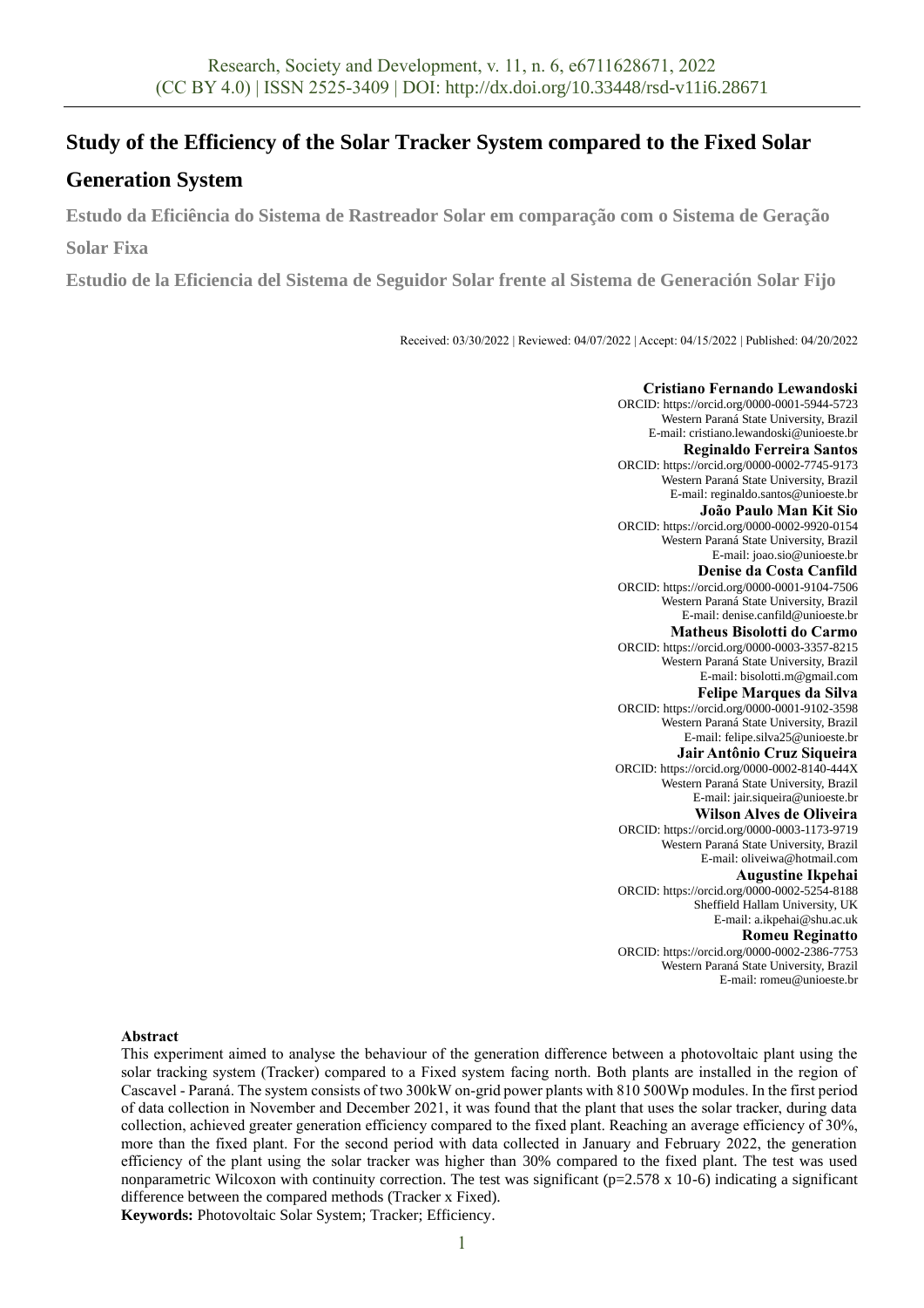# Study of the Efficiency of the Solar Tracker System compared to the Fixed Solar Generation System

## Estudo da Eficiência do Sistema de Rastreador Solar em comparação com o Sistema de Geração Solar Fixa

## Estudio de la Eficiencia del Sistema de Seguidor Solar frente al Sistema de Generación Solar Fijo

Received: 03/30/2022 | Reviewed: 04/07/2022 | Accept: 04/15/2022 | Published: 04/20/2022

**Cristiano Fernando Lewandoski**
ORCID: https://orcid.org/0000-0001-5944-5723
Western Paraná State University, Brazil
E-mail: cristiano.lewandoski@unioeste.br

**Reginaldo Ferreira Santos**
ORCID: https://orcid.org/0000-0002-7745-9173
Western Paraná State University, Brazil
E-mail: reginaldo.santos@unioeste.br

**João Paulo Man Kit Sio**
ORCID: https://orcid.org/0000-0002-9920-0154
Western Paraná State University, Brazil
E-mail: joao.sio@unioeste.br

**Denise da Costa Canfild**
ORCID: https://orcid.org/0000-0001-9104-7506
Western Paraná State University, Brazil
E-mail: denise.canfild@unioeste.br

**Matheus Bisolotti do Carmo**
ORCID: https://orcid.org/0000-0003-3357-8215
Western Paraná State University, Brazil
E-mail: bisolotti.m@gmail.com

**Felipe Marques da Silva**
ORCID: https://orcid.org/0000-0001-9102-3598
Western Paraná State University, Brazil
E-mail: felipe.silva25@unioeste.br

**Jair Antônio Cruz Siqueira**
ORCID: https://orcid.org/0000-0002-8140-444X
Western Paraná State University, Brazil
E-mail: jair.siqueira@unioeste.br

**Wilson Alves de Oliveira**
ORCID: https://orcid.org/0000-0003-1173-9719
Western Paraná State University, Brazil
E-mail: oliveiwa@hotmail.com

**Augustine Ikpehai**
ORCID: https://orcid.org/0000-0002-5254-8188
Sheffield Hallam University, UK
E-mail: a.ikpehai@shu.ac.uk

**Romeu Reginatto**
ORCID: https://orcid.org/0000-0002-2386-7753
Western Paraná State University, Brazil
E-mail: romeu@unioeste.br

**Abstract**

This experiment aimed to analyse the behaviour of the generation difference between a photovoltaic plant using the solar tracking system (Tracker) compared to a Fixed system facing north. Both plants are installed in the region of Cascavel - Paraná. The system consists of two 300kW on-grid power plants with 810 500Wp modules. In the first period of data collection in November and December 2021, it was found that the plant that uses the solar tracker, during data collection, achieved greater generation efficiency compared to the fixed plant. Reaching an average efficiency of 30%, more than the fixed plant. For the second period with data collected in January and February 2022, the generation efficiency of the plant using the solar tracker was higher than 30% compared to the fixed plant. The test was used nonparametric Wilcoxon with continuity correction. The test was significant ($p=2.578 \times 10^{-6}$) indicating a significant difference between the compared methods (Tracker x Fixed).

**Keywords:** Photovoltaic Solar System; Tracker; Efficiency.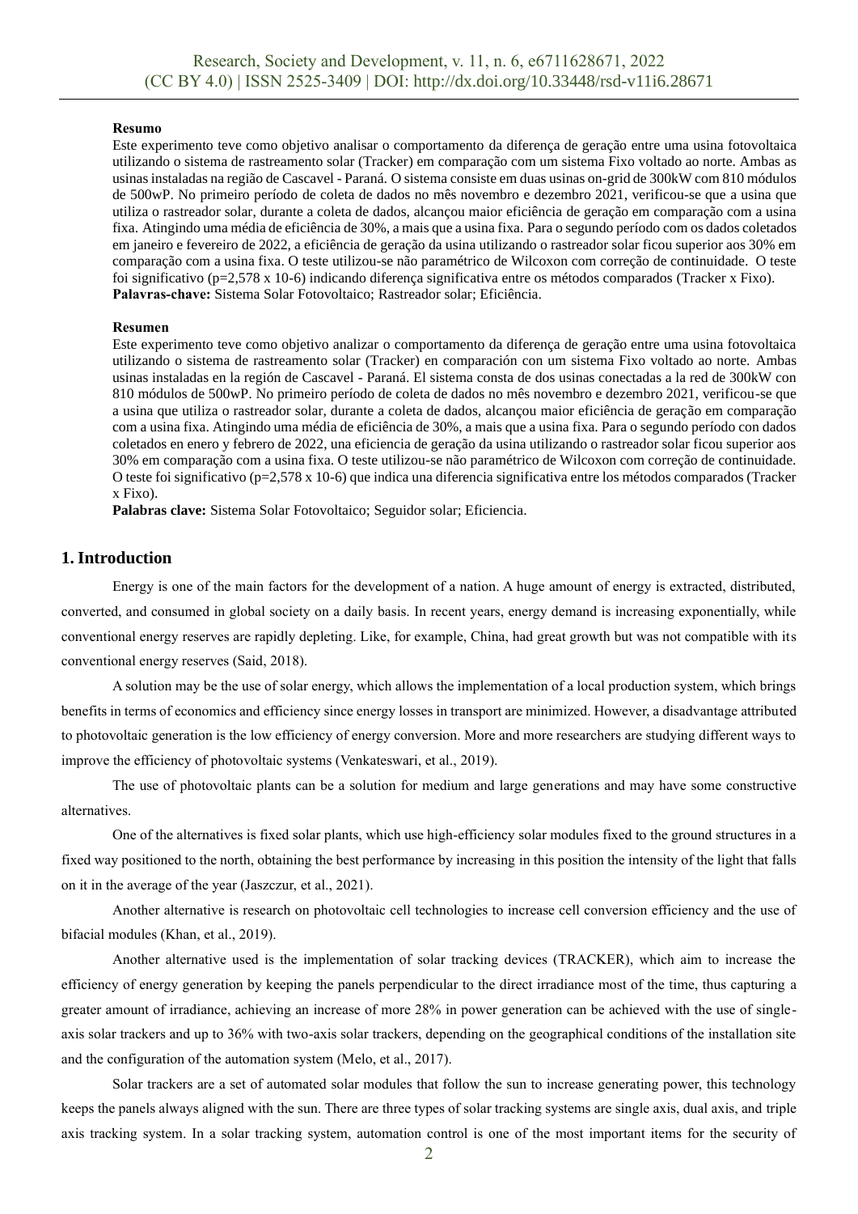**Resumo**

Este experimento teve como objetivo analisar o comportamento da diferença de geração entre uma usina fotovoltaica utilizando o sistema de rastreamento solar (Tracker) em comparação com um sistema Fixo voltado ao norte. Ambas as usinas instaladas na região de Cascavel - Paraná. O sistema consiste em duas usinas on-grid de 300kW com 810 módulos de 500wP. No primeiro período de coleta de dados no mês novembro e dezembro 2021, verificou-se que a usina que utiliza o rastreador solar, durante a coleta de dados, alcançou maior eficiência de geração em comparação com a usina fixa. Atingindo uma média de eficiência de 30%, a mais que a usina fixa. Para o segundo período com os dados coletados em janeiro e fevereiro de 2022, a eficiência de geração da usina utilizando o rastreador solar ficou superior aos 30% em comparação com a usina fixa. O teste utilizou-se não paramétrico de Wilcoxon com correção de continuidade. O teste foi significativo (p=2,578 x 10-6) indicando diferença significativa entre os métodos comparados (Tracker x Fixo).

**Palavras-chave:** Sistema Solar Fotovoltaico; Rastreador solar; Eficiência.

**Resumen**

Este experimento teve como objetivo analizar o comportamento da diferença de geração entre uma usina fotovoltaica utilizando o sistema de rastreamento solar (Tracker) en comparación con um sistema Fixo voltado ao norte. Ambas usinas instaladas en la región de Cascavel - Paraná. El sistema consta de dos usinas conectadas a la red de 300kW con 810 módulos de 500wP. No primeiro período de coleta de dados no mês novembro e dezembro 2021, verificou-se que a usina que utiliza o rastreador solar, durante a coleta de dados, alcançou maior eficiência de geração em comparação com a usina fixa. Atingindo uma média de eficiência de 30%, a mais que a usina fixa. Para o segundo período con dados coletados en enero y febrero de 2022, una eficiencia de geração da usina utilizando o rastreador solar ficou superior aos 30% em comparação com a usina fixa. O teste utilizou-se não paramétrico de Wilcoxon com correção de continuidade. O teste foi significativo (p=2,578 x 10-6) que indica una diferencia significativa entre los métodos comparados (Tracker x Fixo).

**Palabras clave:** Sistema Solar Fotovoltaico; Seguidor solar; Eficiencia.

## 1. Introduction

Energy is one of the main factors for the development of a nation. A huge amount of energy is extracted, distributed, converted, and consumed in global society on a daily basis. In recent years, energy demand is increasing exponentially, while conventional energy reserves are rapidly depleting. Like, for example, China, had great growth but was not compatible with its conventional energy reserves (Said, 2018).

A solution may be the use of solar energy, which allows the implementation of a local production system, which brings benefits in terms of economics and efficiency since energy losses in transport are minimized. However, a disadvantage attributed to photovoltaic generation is the low efficiency of energy conversion. More and more researchers are studying different ways to improve the efficiency of photovoltaic systems (Venkateswari, et al., 2019).

The use of photovoltaic plants can be a solution for medium and large generations and may have some constructive alternatives.

One of the alternatives is fixed solar plants, which use high-efficiency solar modules fixed to the ground structures in a fixed way positioned to the north, obtaining the best performance by increasing in this position the intensity of the light that falls on it in the average of the year (Jaszczur, et al., 2021).

Another alternative is research on photovoltaic cell technologies to increase cell conversion efficiency and the use of bifacial modules (Khan, et al., 2019).

Another alternative used is the implementation of solar tracking devices (TRACKER), which aim to increase the efficiency of energy generation by keeping the panels perpendicular to the direct irradiance most of the time, thus capturing a greater amount of irradiance, achieving an increase of more 28% in power generation can be achieved with the use of single-axis solar trackers and up to 36% with two-axis solar trackers, depending on the geographical conditions of the installation site and the configuration of the automation system (Melo, et al., 2017).

Solar trackers are a set of automated solar modules that follow the sun to increase generating power, this technology keeps the panels always aligned with the sun. There are three types of solar tracking systems are single axis, dual axis, and triple axis tracking system. In a solar tracking system, automation control is one of the most important items for the security of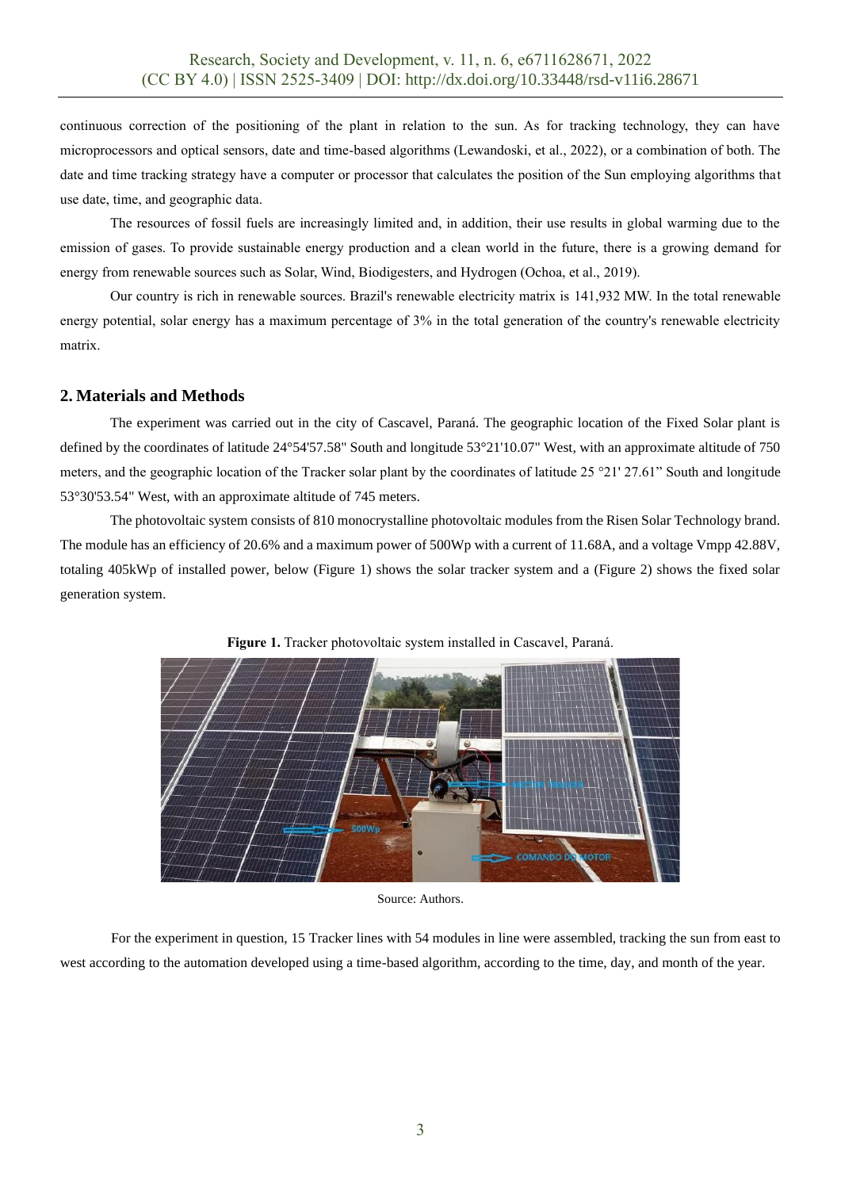continuous correction of the positioning of the plant in relation to the sun. As for tracking technology, they can have microprocessors and optical sensors, date and time-based algorithms (Lewandoski, et al., 2022), or a combination of both. The date and time tracking strategy have a computer or processor that calculates the position of the Sun employing algorithms that use date, time, and geographic data.

The resources of fossil fuels are increasingly limited and, in addition, their use results in global warming due to the emission of gases. To provide sustainable energy production and a clean world in the future, there is a growing demand for energy from renewable sources such as Solar, Wind, Biodigesters, and Hydrogen (Ochoa, et al., 2019).

Our country is rich in renewable sources. Brazil's renewable electricity matrix is 141,932 MW. In the total renewable energy potential, solar energy has a maximum percentage of 3% in the total generation of the country's renewable electricity matrix.

## 2. Materials and Methods

The experiment was carried out in the city of Cascavel, Paraná. The geographic location of the Fixed Solar plant is defined by the coordinates of latitude 24°54'57.58" South and longitude 53°21'10.07" West, with an approximate altitude of 750 meters, and the geographic location of the Tracker solar plant by the coordinates of latitude 25 °21' 27.61" South and longitude 53°30'53.54" West, with an approximate altitude of 745 meters.

The photovoltaic system consists of 810 monocrystalline photovoltaic modules from the Risen Solar Technology brand. The module has an efficiency of 20.6% and a maximum power of 500Wp with a current of 11.68A, and a voltage Vmpp 42.88V, totaling 405kWp of installed power, below (Figure 1) shows the solar tracker system and a (Figure 2) shows the fixed solar generation system.

**Figure 1.** Tracker photovoltaic system installed in Cascavel, Paraná.

Source: Authors.

For the experiment in question, 15 Tracker lines with 54 modules in line were assembled, tracking the sun from east to west according to the automation developed using a time-based algorithm, according to the time, day, and month of the year.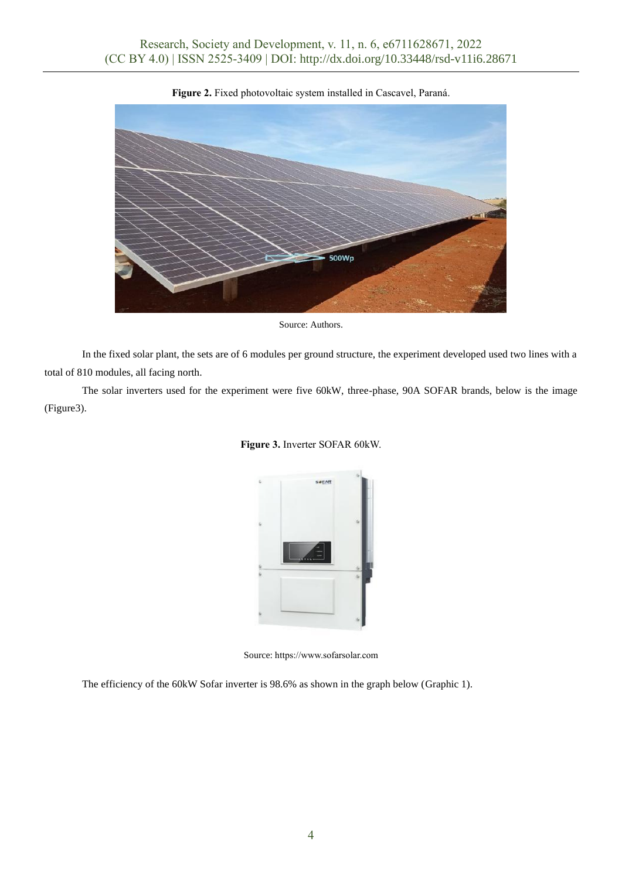**Figure 2.** Fixed photovoltaic system installed in Cascavel, Paraná.

Source: Authors.

In the fixed solar plant, the sets are of 6 modules per ground structure, the experiment developed used two lines with a total of 810 modules, all facing north.

The solar inverters used for the experiment were five 60kW, three-phase, 90A SOFAR brands, below is the image (Figure3).

**Figure 3.** Inverter SOFAR 60kW.

Source: https://www.sofarsolar.com

The efficiency of the 60kW Sofar inverter is 98.6% as shown in the graph below (Graphic 1).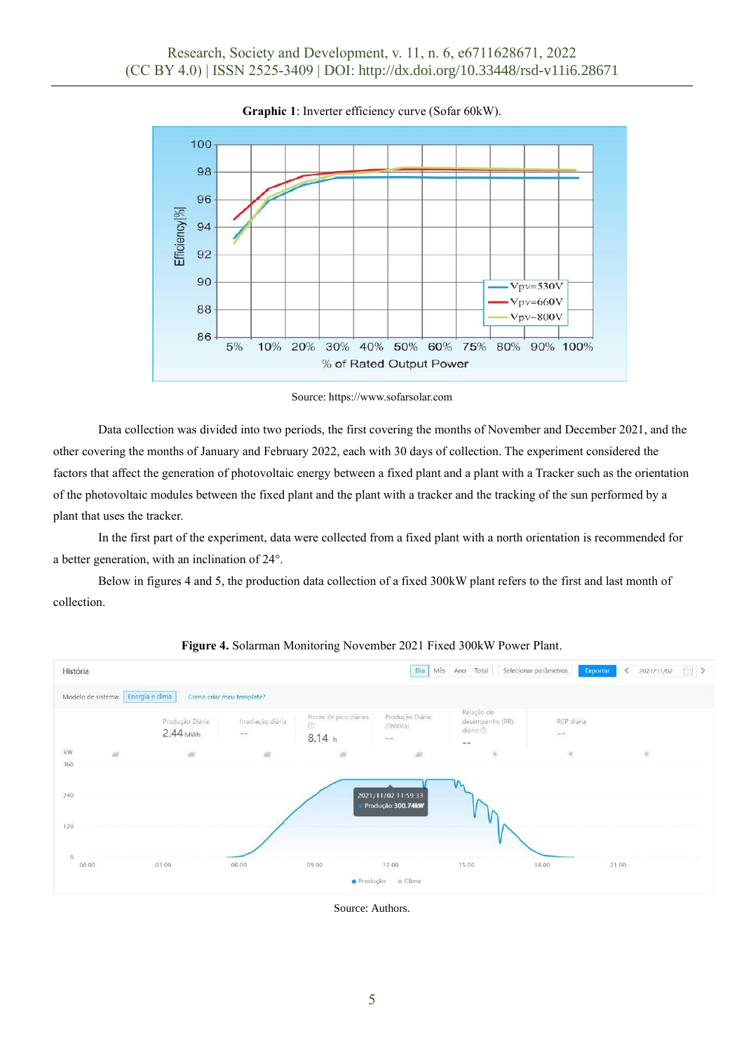**Graphic 1**: Inverter efficiency curve (Sofar 60kW).

Source: https://www.sofarsolar.com

Data collection was divided into two periods, the first covering the months of November and December 2021, and the other covering the months of January and February 2022, each with 30 days of collection. The experiment considered the factors that affect the generation of photovoltaic energy between a fixed plant and a plant with a Tracker such as the orientation of the photovoltaic modules between the fixed plant and the plant with a tracker and the tracking of the sun performed by a plant that uses the tracker.

In the first part of the experiment, data were collected from a fixed plant with a north orientation is recommended for a better generation, with an inclination of 24°.

Below in figures 4 and 5, the production data collection of a fixed 300kW plant refers to the first and last month of collection.

**Figure 4.** Solarman Monitoring November 2021 Fixed 300kW Power Plant.

Source: Authors.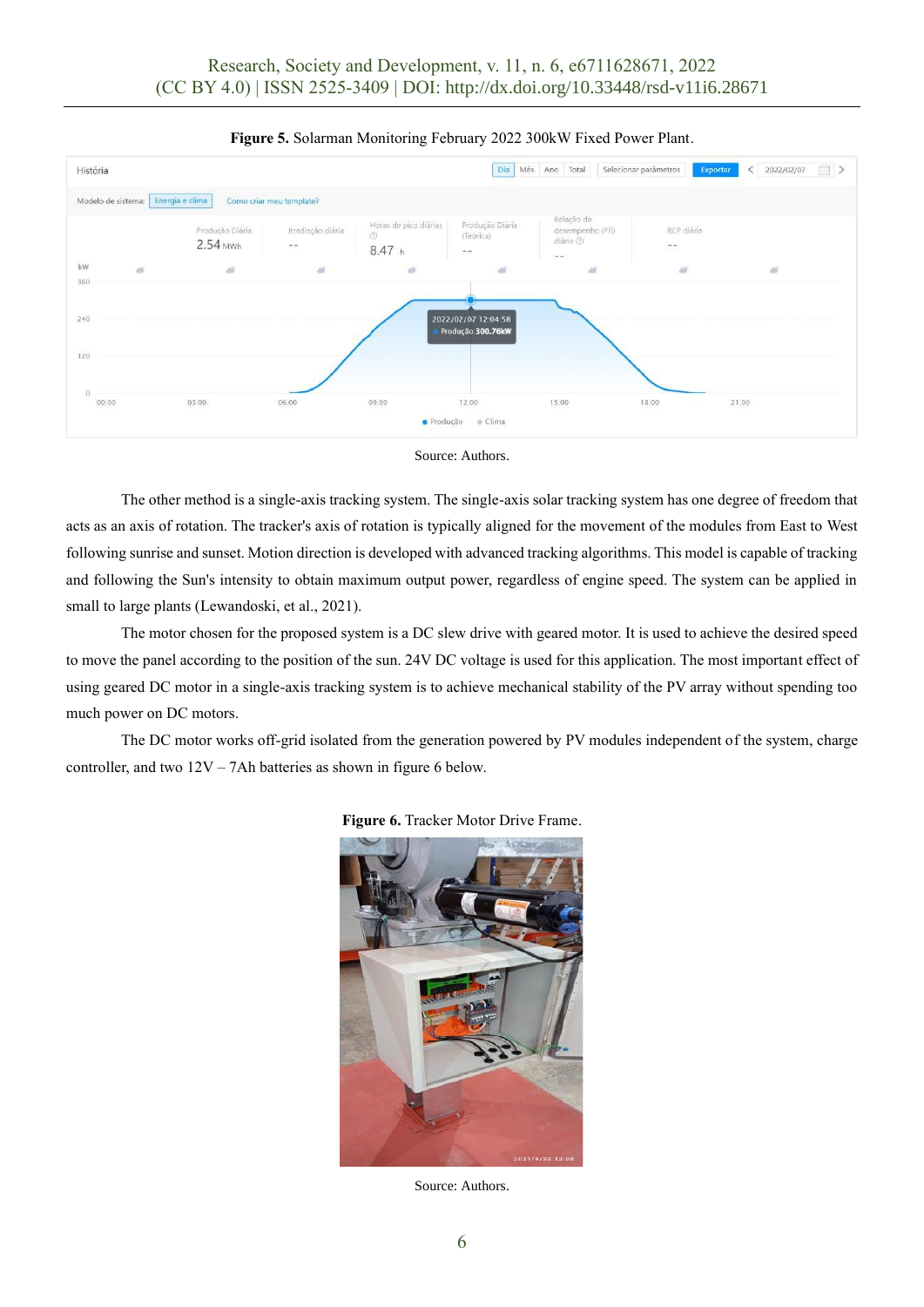**Figure 5.** Solarman Monitoring February 2022 300kW Fixed Power Plant.

Source: Authors.

The other method is a single-axis tracking system. The single-axis solar tracking system has one degree of freedom that acts as an axis of rotation. The tracker's axis of rotation is typically aligned for the movement of the modules from East to West following sunrise and sunset. Motion direction is developed with advanced tracking algorithms. This model is capable of tracking and following the Sun's intensity to obtain maximum output power, regardless of engine speed. The system can be applied in small to large plants (Lewandoski, et al., 2021).

The motor chosen for the proposed system is a DC slew drive with geared motor. It is used to achieve the desired speed to move the panel according to the position of the sun. 24V DC voltage is used for this application. The most important effect of using geared DC motor in a single-axis tracking system is to achieve mechanical stability of the PV array without spending too much power on DC motors.

The DC motor works off-grid isolated from the generation powered by PV modules independent of the system, charge controller, and two 12V – 7Ah batteries as shown in figure 6 below.

**Figure 6.** Tracker Motor Drive Frame.

Source: Authors.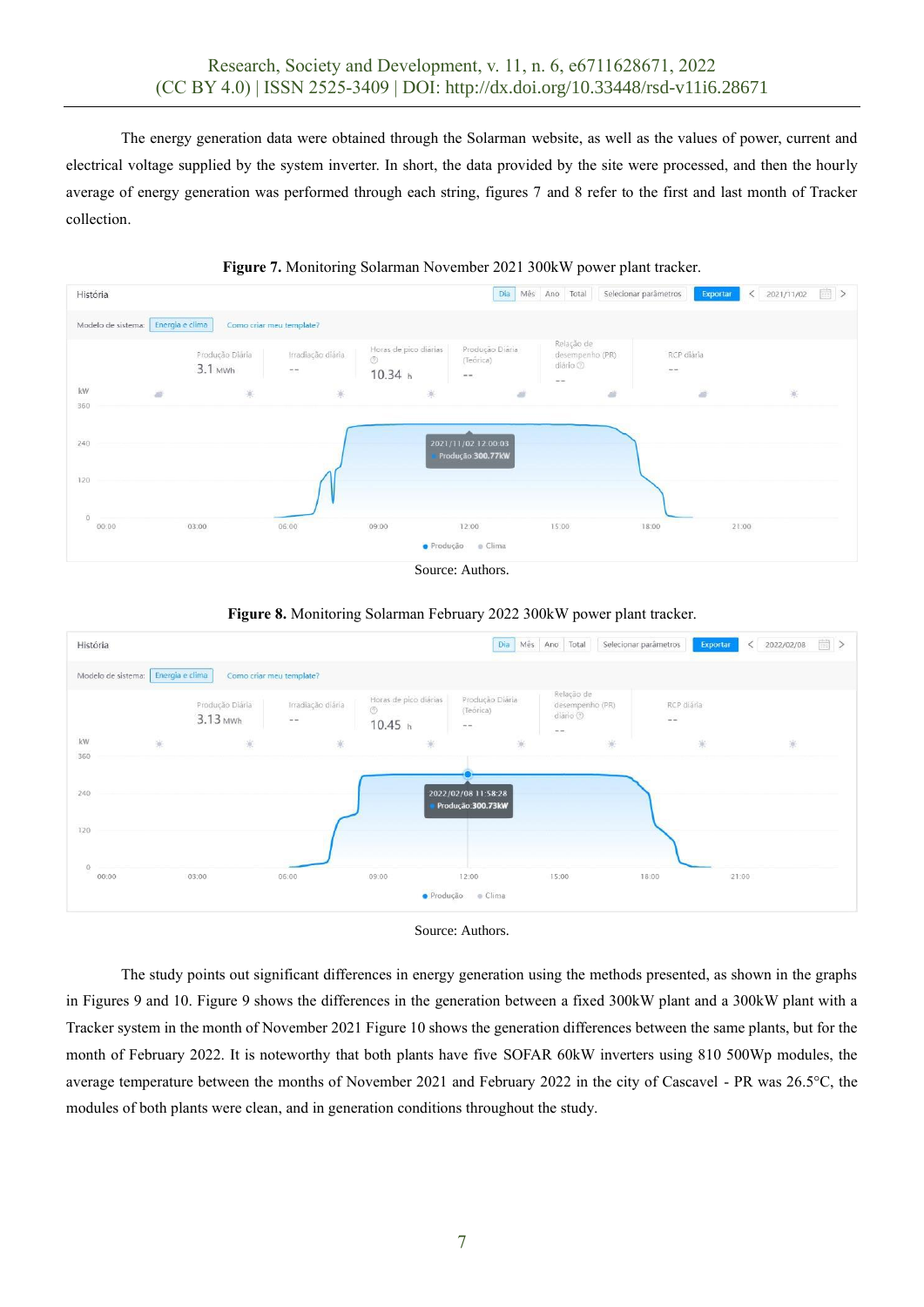The energy generation data were obtained through the Solarman website, as well as the values of power, current and electrical voltage supplied by the system inverter. In short, the data provided by the site were processed, and then the hourly average of energy generation was performed through each string, figures 7 and 8 refer to the first and last month of Tracker collection.

**Figure 7.** Monitoring Solarman November 2021 300kW power plant tracker.

Source: Authors.

**Figure 8.** Monitoring Solarman February 2022 300kW power plant tracker.

Source: Authors.

The study points out significant differences in energy generation using the methods presented, as shown in the graphs in Figures 9 and 10. Figure 9 shows the differences in the generation between a fixed 300kW plant and a 300kW plant with a Tracker system in the month of November 2021 Figure 10 shows the generation differences between the same plants, but for the month of February 2022. It is noteworthy that both plants have five SOFAR 60kW inverters using 810 500Wp modules, the average temperature between the months of November 2021 and February 2022 in the city of Cascavel - PR was 26.5°C, the modules of both plants were clean, and in generation conditions throughout the study.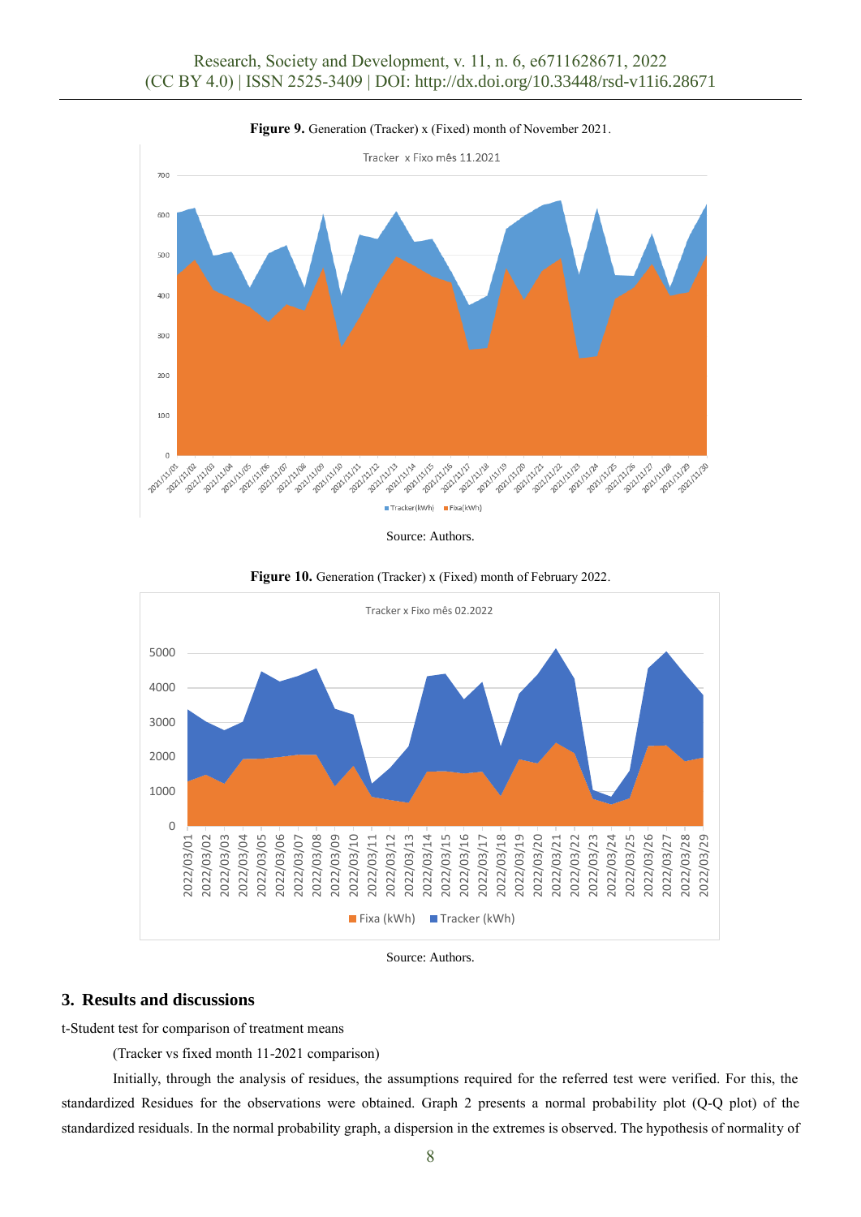**Figure 9.** Generation (Tracker) x (Fixed) month of November 2021.

Source: Authors.

**Figure 10.** Generation (Tracker) x (Fixed) month of February 2022.

Source: Authors.

## 3. Results and discussions

t-Student test for comparison of treatment means

(Tracker vs fixed month 11-2021 comparison)

Initially, through the analysis of residues, the assumptions required for the referred test were verified. For this, the standardized Residues for the observations were obtained. Graph 2 presents a normal probability plot (Q-Q plot) of the standardized residuals. In the normal probability graph, a dispersion in the extremes is observed. The hypothesis of normality of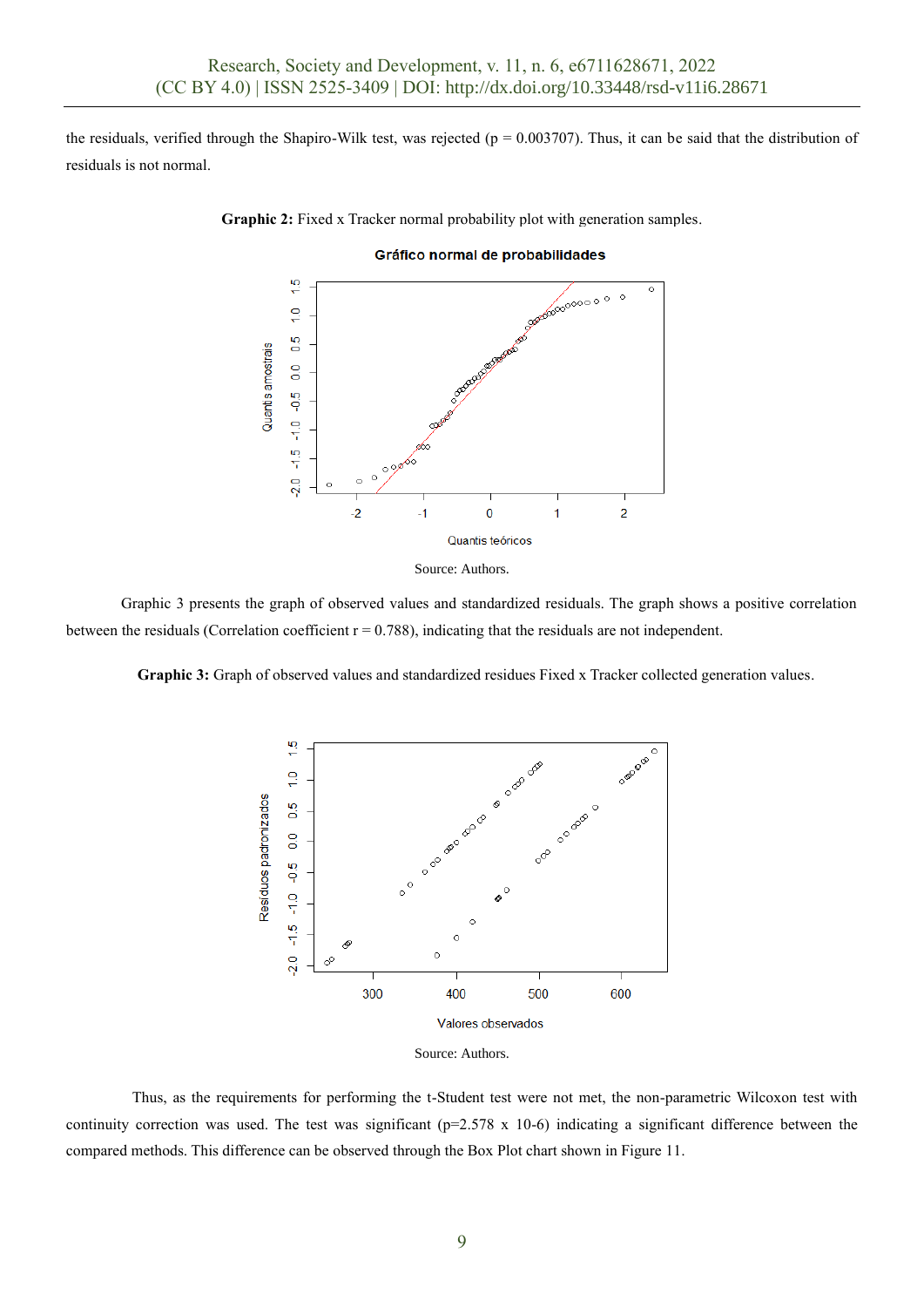the residuals, verified through the Shapiro-Wilk test, was rejected ($p = 0.003707$). Thus, it can be said that the distribution of residuals is not normal.

**Graphic 2:** Fixed x Tracker normal probability plot with generation samples.

Source: Authors.

Graphic 3 presents the graph of observed values and standardized residuals. The graph shows a positive correlation between the residuals (Correlation coefficient $r = 0.788$), indicating that the residuals are not independent.

**Graphic 3:** Graph of observed values and standardized residues Fixed x Tracker collected generation values.

Source: Authors.

Thus, as the requirements for performing the t-Student test were not met, the non-parametric Wilcoxon test with continuity correction was used. The test was significant ($p=2.578 \times 10^{-6}$) indicating a significant difference between the compared methods. This difference can be observed through the Box Plot chart shown in Figure 11.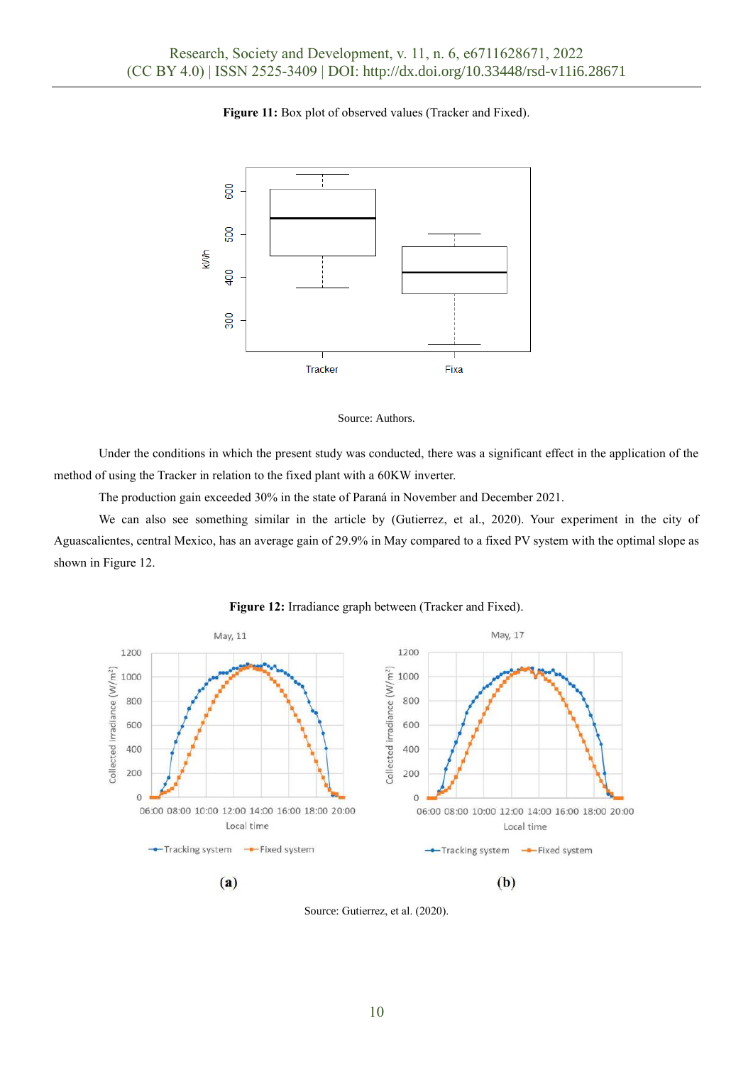**Figure 11:** Box plot of observed values (Tracker and Fixed).

Source: Authors.

Under the conditions in which the present study was conducted, there was a significant effect in the application of the method of using the Tracker in relation to the fixed plant with a 60KW inverter.

The production gain exceeded 30% in the state of Paraná in November and December 2021.

We can also see something similar in the article by (Gutierrez, et al., 2020). Your experiment in the city of Aguascalientes, central Mexico, has an average gain of 29.9% in May compared to a fixed PV system with the optimal slope as shown in Figure 12.

**Figure 12:** Irradiance graph between (Tracker and Fixed).

(a) (b)

Source: Gutierrez, et al. (2020).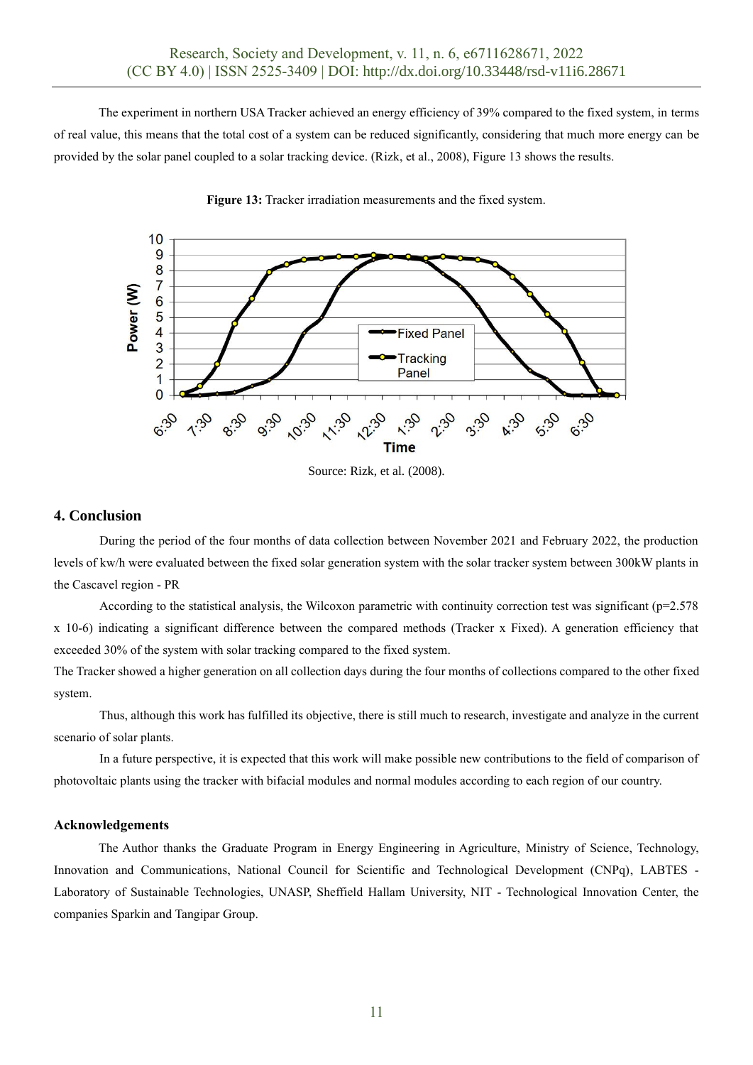The experiment in northern USA Tracker achieved an energy efficiency of 39% compared to the fixed system, in terms of real value, this means that the total cost of a system can be reduced significantly, considering that much more energy can be provided by the solar panel coupled to a solar tracking device. (Rizk, et al., 2008), Figure 13 shows the results.

**Figure 13:** Tracker irradiation measurements and the fixed system.

Source: Rizk, et al. (2008).

## 4. Conclusion

During the period of the four months of data collection between November 2021 and February 2022, the production levels of kw/h were evaluated between the fixed solar generation system with the solar tracker system between 300kW plants in the Cascavel region - PR

According to the statistical analysis, the Wilcoxon parametric with continuity correction test was significant (p=2.578 x 10-6) indicating a significant difference between the compared methods (Tracker x Fixed). A generation efficiency that exceeded 30% of the system with solar tracking compared to the fixed system.

The Tracker showed a higher generation on all collection days during the four months of collections compared to the other fixed system.

Thus, although this work has fulfilled its objective, there is still much to research, investigate and analyze in the current scenario of solar plants.

In a future perspective, it is expected that this work will make possible new contributions to the field of comparison of photovoltaic plants using the tracker with bifacial modules and normal modules according to each region of our country.

### Acknowledgements

The Author thanks the Graduate Program in Energy Engineering in Agriculture, Ministry of Science, Technology, Innovation and Communications, National Council for Scientific and Technological Development (CNPq), LABTES - Laboratory of Sustainable Technologies, UNASP, Sheffield Hallam University, NIT - Technological Innovation Center, the companies Sparkin and Tangipar Group.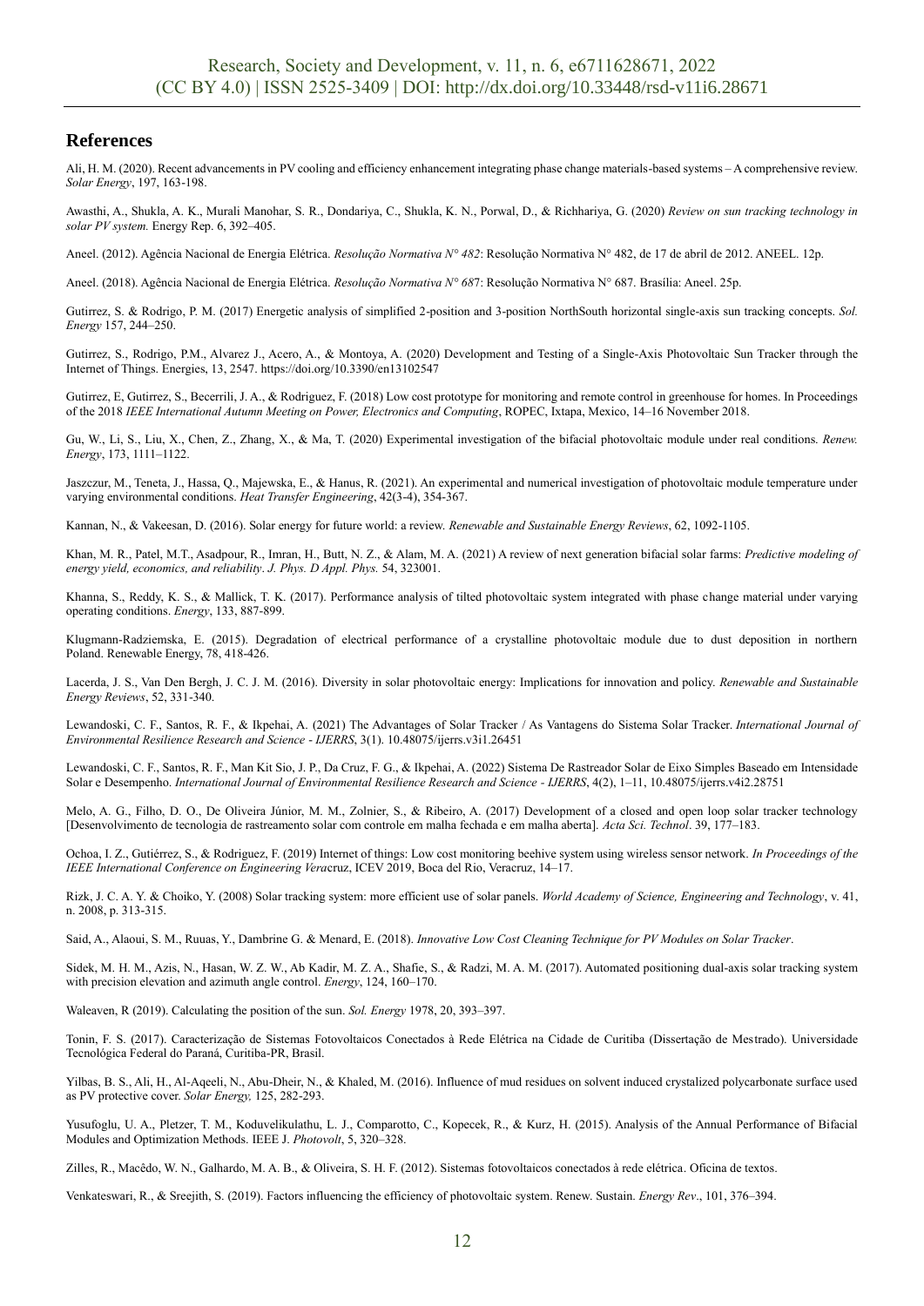## References

Ali, H. M. (2020). Recent advancements in PV cooling and efficiency enhancement integrating phase change materials-based systems – A comprehensive review. *Solar Energy*, 197, 163-198.

Awasthi, A., Shukla, A. K., Murali Manohar, S. R., Dondariya, C., Shukla, K. N., Porwal, D., & Richhariya, G. (2020) *Review on sun tracking technology in solar PV system.* Energy Rep. 6, 392–405.

Aneel. (2012). Agência Nacional de Energia Elétrica. *Resolução Normativa N° 482*: Resolução Normativa N° 482, de 17 de abril de 2012. ANEEL. 12p.

Aneel. (2018). Agência Nacional de Energia Elétrica. *Resolução Normativa N° 68*7: Resolução Normativa N° 687. Brasília: Aneel. 25p.

Gutirrez, S. & Rodrigo, P. M. (2017) Energetic analysis of simplified 2-position and 3-position NorthSouth horizontal single-axis sun tracking concepts. *Sol. Energy* 157, 244–250.

Gutirrez, S., Rodrigo, P.M., Alvarez J., Acero, A., & Montoya, A. (2020) Development and Testing of a Single-Axis Photovoltaic Sun Tracker through the Internet of Things. Energies, 13, 2547. https://doi.org/10.3390/en13102547

Gutirrez, E, Gutirrez, S., Becerrili, J. A., & Rodriguez, F. (2018) Low cost prototype for monitoring and remote control in greenhouse for homes. In Proceedings of the 2018 *IEEE International Autumn Meeting on Power, Electronics and Computing*, ROPEC, Ixtapa, Mexico, 14–16 November 2018.

Gu, W., Li, S., Liu, X., Chen, Z., Zhang, X., & Ma, T. (2020) Experimental investigation of the bifacial photovoltaic module under real conditions. *Renew. Energy*, 173, 1111–1122.

Jaszczur, M., Teneta, J., Hassa, Q., Majewska, E., & Hanus, R. (2021). An experimental and numerical investigation of photovoltaic module temperature under varying environmental conditions. *Heat Transfer Engineering*, 42(3-4), 354-367.

Kannan, N., & Vakeesan, D. (2016). Solar energy for future world: a review. *Renewable and Sustainable Energy Reviews*, 62, 1092-1105.

Khan, M. R., Patel, M.T., Asadpour, R., Imran, H., Butt, N. Z., & Alam, M. A. (2021) A review of next generation bifacial solar farms: *Predictive modeling of energy yield, economics, and reliability*. *J. Phys. D Appl. Phys.* 54, 323001.

Khanna, S., Reddy, K. S., & Mallick, T. K. (2017). Performance analysis of tilted photovoltaic system integrated with phase change material under varying operating conditions. *Energy*, 133, 887-899.

Klugmann-Radziemska, E. (2015). Degradation of electrical performance of a crystalline photovoltaic module due to dust deposition in northern Poland. Renewable Energy, 78, 418-426.

Lacerda, J. S., Van Den Bergh, J. C. J. M. (2016). Diversity in solar photovoltaic energy: Implications for innovation and policy. *Renewable and Sustainable Energy Reviews*, 52, 331-340.

Lewandoski, C. F., Santos, R. F., & Ikpehai, A. (2021) The Advantages of Solar Tracker / As Vantagens do Sistema Solar Tracker. *International Journal of Environmental Resilience Research and Science - IJERRS*, 3(1). 10.48075/ijerrs.v3i1.26451

Lewandoski, C. F., Santos, R. F., Man Kit Sio, J. P., Da Cruz, F. G., & Ikpehai, A. (2022) Sistema De Rastreador Solar de Eixo Simples Baseado em Intensidade Solar e Desempenho. *International Journal of Environmental Resilience Research and Science - IJERRS*, 4(2), 1–11, 10.48075/ijerrs.v4i2.28751

Melo, A. G., Filho, D. O., De Oliveira Júnior, M. M., Zolnier, S., & Ribeiro, A. (2017) Development of a closed and open loop solar tracker technology [Desenvolvimento de tecnologia de rastreamento solar com controle em malha fechada e em malha aberta]. *Acta Sci. Technol*. 39, 177–183.

Ochoa, I. Z., Gutiérrez, S., & Rodriguez, F. (2019) Internet of things: Low cost monitoring beehive system using wireless sensor network. *In Proceedings of the IEEE International Conference on Engineering Vera*cruz, ICEV 2019, Boca del Rio, Veracruz, 14–17.

Rizk, J. C. A. Y. & Choiko, Y. (2008) Solar tracking system: more efficient use of solar panels. *World Academy of Science, Engineering and Technology*, v. 41, n. 2008, p. 313-315.

Said, A., Alaoui, S. M., Ruuas, Y., Dambrine G. & Menard, E. (2018). *Innovative Low Cost Cleaning Technique for PV Modules on Solar Tracker*.

Sidek, M. H. M., Azis, N., Hasan, W. Z. W., Ab Kadir, M. Z. A., Shafie, S., & Radzi, M. A. M. (2017). Automated positioning dual-axis solar tracking system with precision elevation and azimuth angle control. *Energy*, 124, 160–170.

Waleaven, R (2019). Calculating the position of the sun. *Sol. Energy* 1978, 20, 393–397.

Tonin, F. S. (2017). Caracterização de Sistemas Fotovoltaicos Conectados à Rede Elétrica na Cidade de Curitiba (Dissertação de Mestrado). Universidade Tecnológica Federal do Paraná, Curitiba-PR, Brasil.

Yilbas, B. S., Ali, H., Al-Aqeeli, N., Abu-Dheir, N., & Khaled, M. (2016). Influence of mud residues on solvent induced crystalized polycarbonate surface used as PV protective cover. *Solar Energy,* 125, 282-293.

Yusufoglu, U. A., Pletzer, T. M., Koduvelikulathu, L. J., Comparotto, C., Kopecek, R., & Kurz, H. (2015). Analysis of the Annual Performance of Bifacial Modules and Optimization Methods. IEEE J. *Photovolt*, 5, 320–328.

Zilles, R., Macêdo, W. N., Galhardo, M. A. B., & Oliveira, S. H. F. (2012). Sistemas fotovoltaicos conectados à rede elétrica. Oficina de textos.

Venkateswari, R., & Sreejith, S. (2019). Factors influencing the efficiency of photovoltaic system. Renew. Sustain. *Energy Rev*., 101, 376–394.